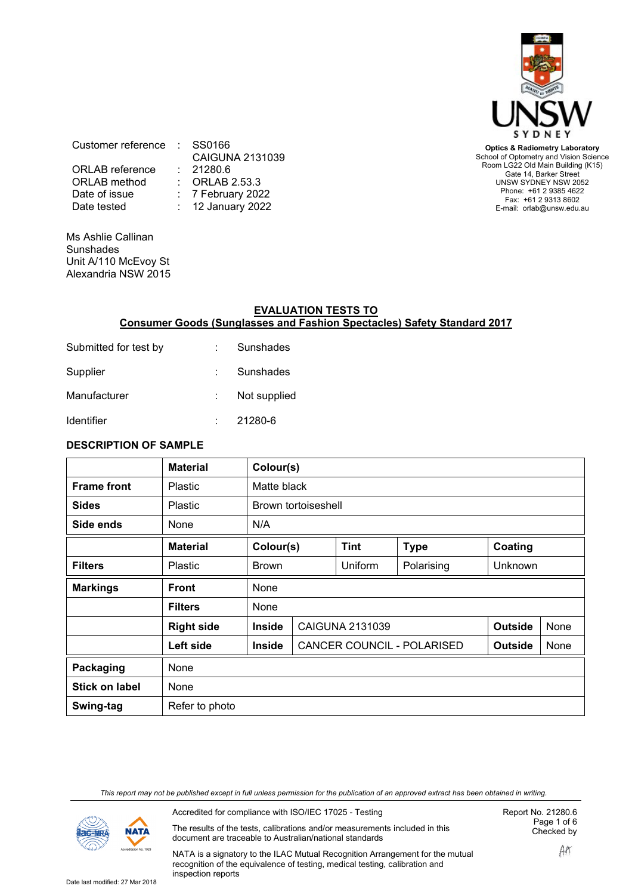| | | |
|---|---|---|
| Customer reference | : | SS0166 |
| | | CAIGUNA 2131039 |
| ORLAB reference | : | 21280.6 |
| ORLAB method | : | ORLAB 2.53.3 |
| Date of issue | : | 7 February 2022 |
| Date tested | : | 12 January 2022 |

UNSW SYDNEY

**Optics & Radiometry Laboratory**
School of Optometry and Vision Science
Room LG22 Old Main Building (K15)
Gate 14, Barker Street
UNSW SYDNEY NSW 2052
Phone: +61 2 9385 4622
Fax: +61 2 9313 8602
E-mail: orlab@unsw.edu.au

Ms Ashlie Callinan
Sunshades
Unit A/110 McEvoy St
Alexandria NSW 2015

## EVALUATION TESTS TO
## Consumer Goods (Sunglasses and Fashion Spectacles) Safety Standard 2017

| | | |
|---|---|---|
| Submitted for test by | : | Sunshades |
| Supplier | : | Sunshades |
| Manufacturer | : | Not supplied |
| Identifier | : | 21280-6 |

### DESCRIPTION OF SAMPLE

| | **Material** | **Colour(s)** | | | | | |
|---|---|---|---|---|---|---|---|
| **Frame front** | Plastic | Matte black | | | | | |
| **Sides** | Plastic | Brown tortoiseshell | | | | | |
| **Side ends** | None | N/A | | | | | |
| | **Material** | **Colour(s)** | | **Tint** | **Type** | **Coating** | |
| **Filters** | Plastic | Brown | | Uniform | Polarising | Unknown | |
| **Markings** | **Front** | None | | | | | |
| | **Filters** | None | | | | | |
| | **Right side** | **Inside** | CAIGUNA 2131039 | | | **Outside** | None |
| | **Left side** | **Inside** | CANCER COUNCIL - POLARISED | | | **Outside** | None |
| **Packaging** | None | | | | | | |
| **Stick on label** | None | | | | | | |
| **Swing-tag** | Refer to photo | | | | | | |

*This report may not be published except in full unless permission for the publication of an approved extract has been obtained in writing.*

Accredited for compliance with ISO/IEC 17025 - Testing

The results of the tests, calibrations and/or measurements included in this document are traceable to Australian/national standards

NATA is a signatory to the ILAC Mutual Recognition Arrangement for the mutual recognition of the equivalence of testing, medical testing, calibration and inspection reports

Report No. 21280.6
Checked by AA

Date last modified: 27 Mar 2018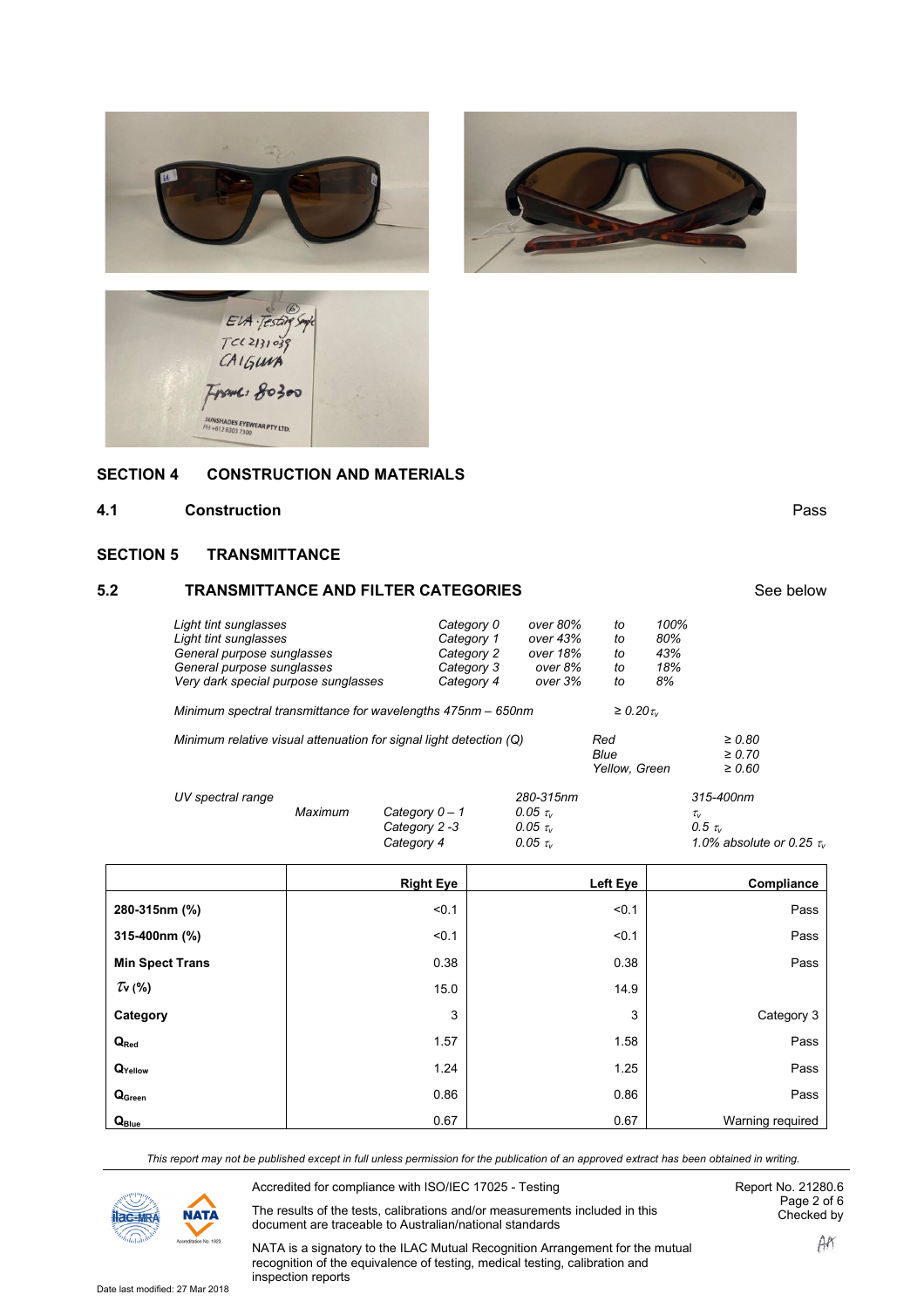## SECTION 4 CONSTRUCTION AND MATERIALS

### 4.1 Construction — Pass

## SECTION 5 TRANSMITTANCE

### 5.2 TRANSMITTANCE AND FILTER CATEGORIES — See below

*Light tint sunglasses — Category 0 — over 80% to 100%*
*Light tint sunglasses — Category 1 — over 43% to 80%*
*General purpose sunglasses — Category 2 — over 18% to 43%*
*General purpose sunglasses — Category 3 — over 8% to 18%*
*Very dark special purpose sunglasses — Category 4 — over 3% to 8%*

*Minimum spectral transmittance for wavelengths 475nm – 650nm* $\geq 0.20\tau_v$

*Minimum relative visual attenuation for signal light detection (Q)*

- *Red* ≥ 0.80
- *Blue* ≥ 0.70
- *Yellow, Green* ≥ 0.60

*UV spectral range*

| Maximum | | 280-315nm | 315-400nm |
|---|---|---|---|
| | Category 0 – 1 | $0.05\ \tau_v$ | $\tau_v$ |
| | Category 2 -3 | $0.05\ \tau_v$ | $0.5\ \tau_v$ |
| | Category 4 | $0.05\ \tau_v$ | 1.0% absolute or $0.25\ \tau_v$ |

| | Right Eye | Left Eye | Compliance |
|---|---|---|---|
| **280-315nm (%)** | <0.1 | <0.1 | Pass |
| **315-400nm (%)** | <0.1 | <0.1 | Pass |
| **Min Spect Trans** | 0.38 | 0.38 | Pass |
| $\tau_v$ **(%)** | 15.0 | 14.9 | |
| **Category** | 3 | 3 | Category 3 |
| $Q_{Red}$ | 1.57 | 1.58 | Pass |
| $Q_{Yellow}$ | 1.24 | 1.25 | Pass |
| $Q_{Green}$ | 0.86 | 0.86 | Pass |
| $Q_{Blue}$ | 0.67 | 0.67 | Warning required |

*This report may not be published except in full unless permission for the publication of an approved extract has been obtained in writing.*

Accredited for compliance with ISO/IEC 17025 - Testing

The results of the tests, calibrations and/or measurements included in this document are traceable to Australian/national standards

NATA is a signatory to the ILAC Mutual Recognition Arrangement for the mutual recognition of the equivalence of testing, medical testing, calibration and inspection reports

Report No. 21280.6
Checked by AK

Date last modified: 27 Mar 2018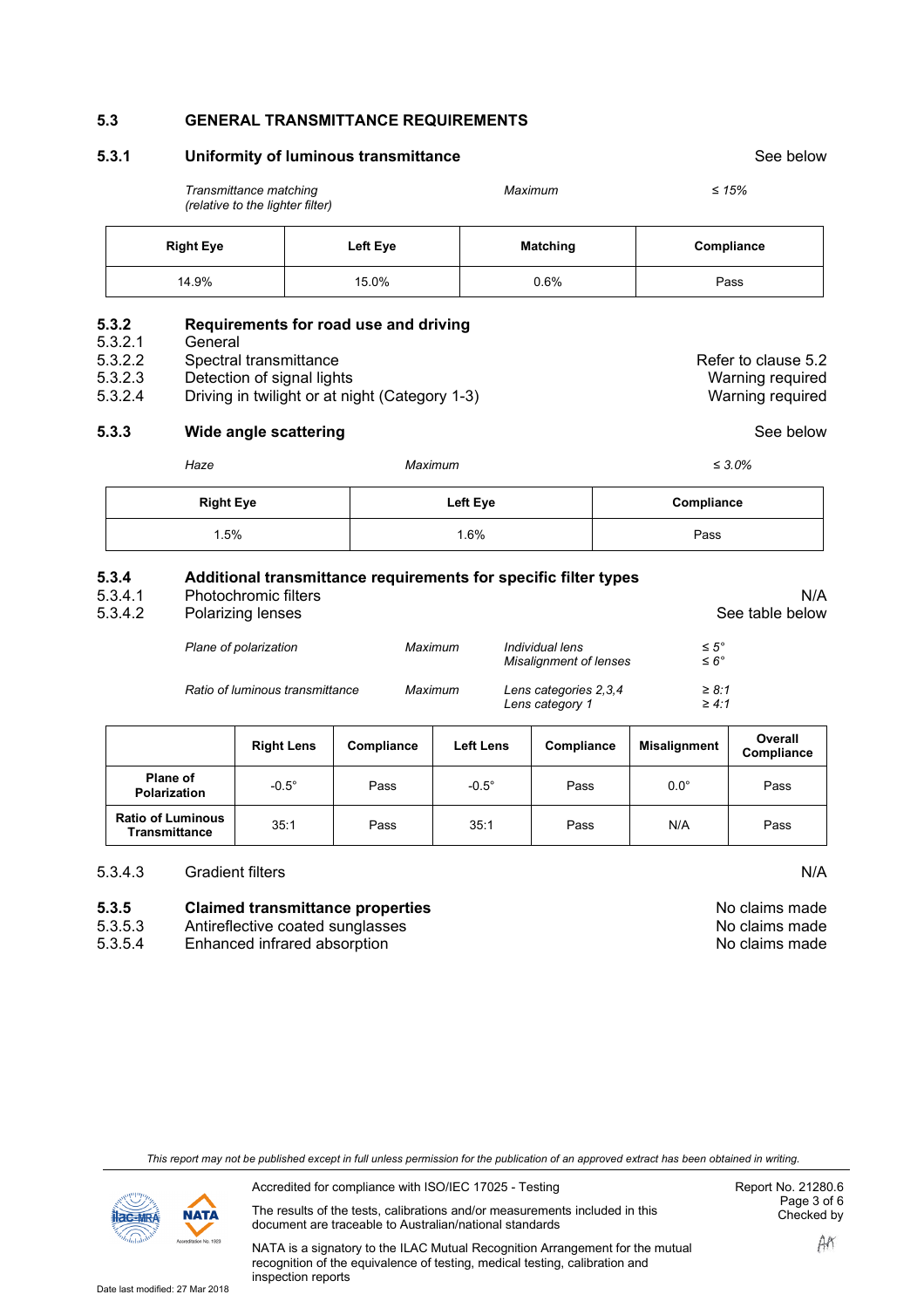## 5.3 GENERAL TRANSMITTANCE REQUIREMENTS

### 5.3.1 Uniformity of luminous transmittance — See below

*Transmittance matching (relative to the lighter filter)* — *Maximum* — *≤ 15%*

| Right Eye | Left Eye | Matching | Compliance |
|---|---|---|---|
| 14.9% | 15.0% | 0.6% | Pass |

### 5.3.2 Requirements for road use and driving

5.3.2.1 General

5.3.2.2 Spectral transmittance — Refer to clause 5.2

5.3.2.3 Detection of signal lights — Warning required

5.3.2.4 Driving in twilight or at night (Category 1-3) — Warning required

### 5.3.3 Wide angle scattering — See below

*Haze* — *Maximum* — *≤ 3.0%*

| Right Eye | Left Eye | Compliance |
|---|---|---|
| 1.5% | 1.6% | Pass |

### 5.3.4 Additional transmittance requirements for specific filter types

5.3.4.1 Photochromic filters — N/A

5.3.4.2 Polarizing lenses — See table below

| | | | |
|---|---|---|---|
| *Plane of polarization* | *Maximum* | *Individual lens* | *≤ 5°* |
| | | *Misalignment of lenses* | *≤ 6°* |
| *Ratio of luminous transmittance* | *Maximum* | *Lens categories 2,3,4* | *≥ 8:1* |
| | | *Lens category 1* | *≥ 4:1* |

| | Right Lens | Compliance | Left Lens | Compliance | Misalignment | Overall Compliance |
|---|---|---|---|---|---|---|
| **Plane of Polarization** | -0.5° | Pass | -0.5° | Pass | 0.0° | Pass |
| **Ratio of Luminous Transmittance** | 35:1 | Pass | 35:1 | Pass | N/A | Pass |

5.3.4.3 Gradient filters — N/A

### 5.3.5 Claimed transmittance properties — No claims made

5.3.5.3 Antireflective coated sunglasses — No claims made

5.3.5.4 Enhanced infrared absorption — No claims made

*This report may not be published except in full unless permission for the publication of an approved extract has been obtained in writing.*

Accredited for compliance with ISO/IEC 17025 - Testing

The results of the tests, calibrations and/or measurements included in this document are traceable to Australian/national standards

NATA is a signatory to the ILAC Mutual Recognition Arrangement for the mutual recognition of the equivalence of testing, medical testing, calibration and inspection reports

Report No. 21280.6

Checked by AA

Date last modified: 27 Mar 2018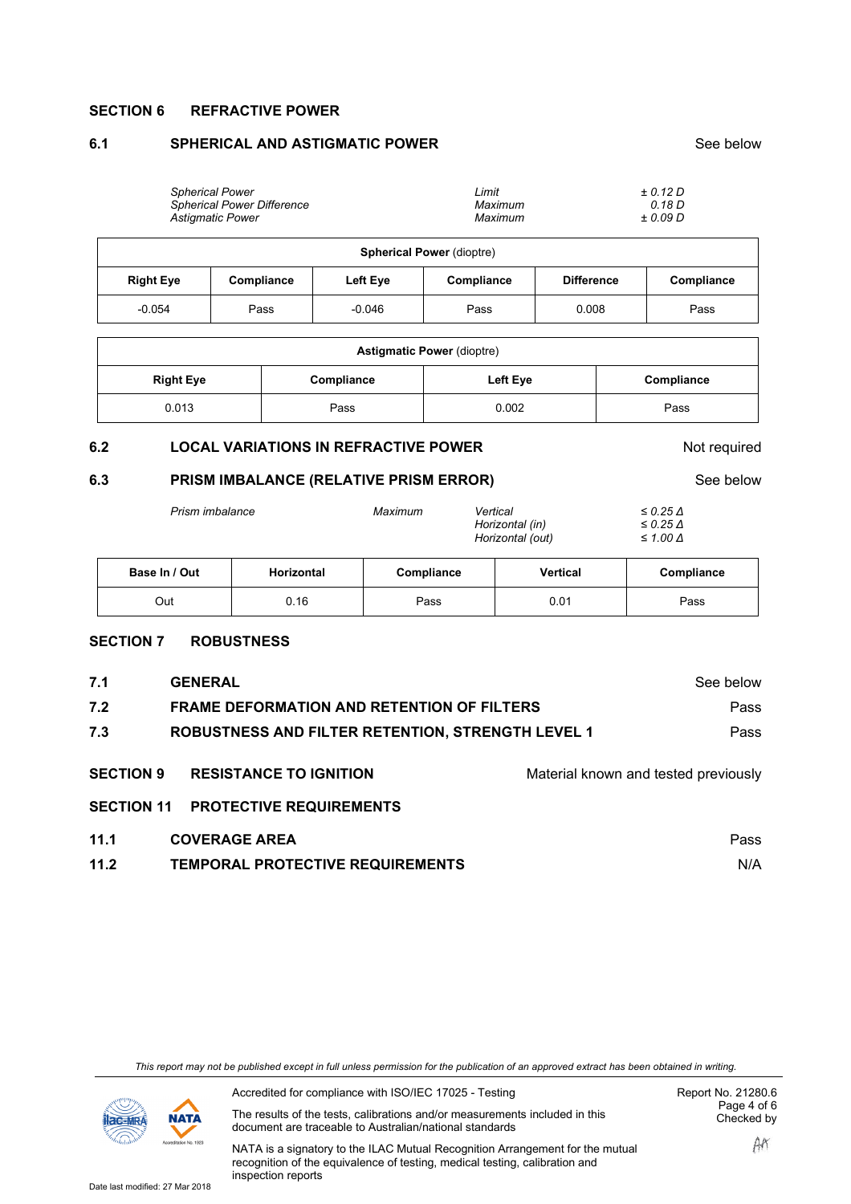## SECTION 6 REFRACTIVE POWER

### 6.1 SPHERICAL AND ASTIGMATIC POWER — See below

| | | |
|---|---|---|
| *Spherical Power* | *Limit* | *± 0.12 D* |
| *Spherical Power Difference* | *Maximum* | *0.18 D* |
| *Astigmatic Power* | *Maximum* | *± 0.09 D* |

| **Spherical Power** (dioptre) | | | | | |
|---|---|---|---|---|---|
| **Right Eye** | **Compliance** | **Left Eye** | **Compliance** | **Difference** | **Compliance** |
| -0.054 | Pass | -0.046 | Pass | 0.008 | Pass |

| **Astigmatic Power** (dioptre) | | | |
|---|---|---|---|
| **Right Eye** | **Compliance** | **Left Eye** | **Compliance** |
| 0.013 | Pass | 0.002 | Pass |

### 6.2 LOCAL VARIATIONS IN REFRACTIVE POWER — Not required

### 6.3 PRISM IMBALANCE (RELATIVE PRISM ERROR) — See below

| | | | |
|---|---|---|---|
| *Prism imbalance* | *Maximum* | *Vertical* | *≤ 0.25 Δ* |
| | | *Horizontal (in)* | *≤ 0.25 Δ* |
| | | *Horizontal (out)* | *≤ 1.00 Δ* |

| Base In / Out | Horizontal | Compliance | Vertical | Compliance |
|---|---|---|---|---|
| Out | 0.16 | Pass | 0.01 | Pass |

## SECTION 7 ROBUSTNESS

### 7.1 GENERAL — See below

### 7.2 FRAME DEFORMATION AND RETENTION OF FILTERS — Pass

### 7.3 ROBUSTNESS AND FILTER RETENTION, STRENGTH LEVEL 1 — Pass

## SECTION 9 RESISTANCE TO IGNITION — Material known and tested previously

## SECTION 11 PROTECTIVE REQUIREMENTS

### 11.1 COVERAGE AREA — Pass

### 11.2 TEMPORAL PROTECTIVE REQUIREMENTS — N/A

*This report may not be published except in full unless permission for the publication of an approved extract has been obtained in writing.*

Accredited for compliance with ISO/IEC 17025 - Testing

The results of the tests, calibrations and/or measurements included in this document are traceable to Australian/national standards

NATA is a signatory to the ILAC Mutual Recognition Arrangement for the mutual recognition of the equivalence of testing, medical testing, calibration and inspection reports

Report No. 21280.6
Checked by AA

Date last modified: 27 Mar 2018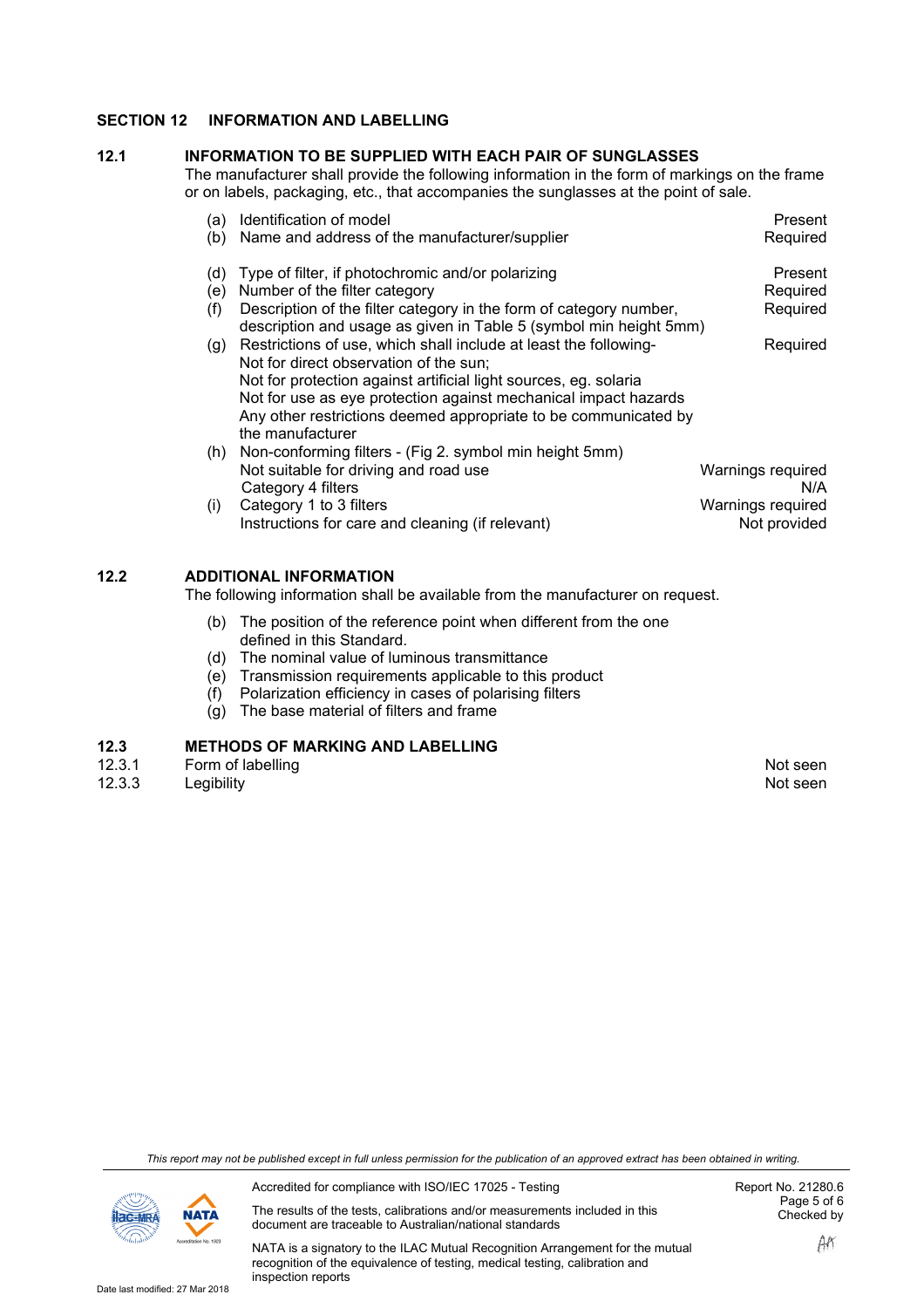## SECTION 12 INFORMATION AND LABELLING

### 12.1 INFORMATION TO BE SUPPLIED WITH EACH PAIR OF SUNGLASSES

The manufacturer shall provide the following information in the form of markings on the frame or on labels, packaging, etc., that accompanies the sunglasses at the point of sale.

| | | |
|---|---|---|
| (a) | Identification of model | Present |
| (b) | Name and address of the manufacturer/supplier | Required |
| (d) | Type of filter, if photochromic and/or polarizing | Present |
| (e) | Number of the filter category | Required |
| (f) | Description of the filter category in the form of category number, description and usage as given in Table 5 (symbol min height 5mm) | Required |
| (g) | Restrictions of use, which shall include at least the following-<br>Not for direct observation of the sun;<br>Not for protection against artificial light sources, eg. solaria<br>Not for use as eye protection against mechanical impact hazards<br>Any other restrictions deemed appropriate to be communicated by the manufacturer | Required |
| (h) | Non-conforming filters - (Fig 2. symbol min height 5mm) | |
| | Not suitable for driving and road use | Warnings required |
| | Category 4 filters | N/A |
| (i) | Category 1 to 3 filters | Warnings required |
| | Instructions for care and cleaning (if relevant) | Not provided |

### 12.2 ADDITIONAL INFORMATION

The following information shall be available from the manufacturer on request.

(b) The position of the reference point when different from the one defined in this Standard.
(d) The nominal value of luminous transmittance
(e) Transmission requirements applicable to this product
(f) Polarization efficiency in cases of polarising filters
(g) The base material of filters and frame

### 12.3 METHODS OF MARKING AND LABELLING

| | | |
|---|---|---|
| 12.3.1 | Form of labelling | Not seen |
| 12.3.3 | Legibility | Not seen |

*This report may not be published except in full unless permission for the publication of an approved extract has been obtained in writing.*

Accredited for compliance with ISO/IEC 17025 - Testing

The results of the tests, calibrations and/or measurements included in this document are traceable to Australian/national standards

NATA is a signatory to the ILAC Mutual Recognition Arrangement for the mutual recognition of the equivalence of testing, medical testing, calibration and inspection reports

Report No. 21280.6
Checked by AA

Date last modified: 27 Mar 2018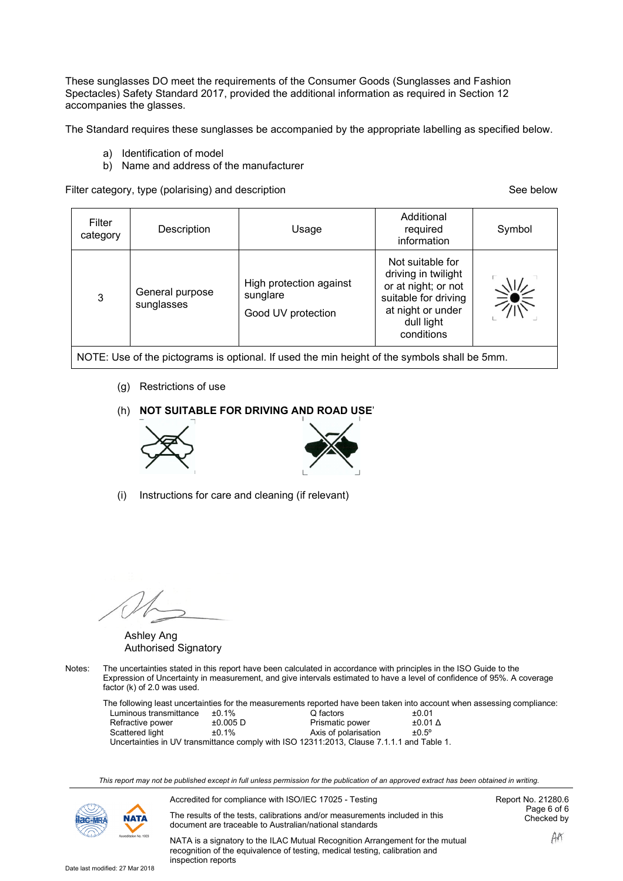These sunglasses DO meet the requirements of the Consumer Goods (Sunglasses and Fashion Spectacles) Safety Standard 2017, provided the additional information as required in Section 12 accompanies the glasses.

The Standard requires these sunglasses be accompanied by the appropriate labelling as specified below.

a) Identification of model
b) Name and address of the manufacturer

Filter category, type (polarising) and description    See below

| Filter category | Description | Usage | Additional required information | Symbol |
|---|---|---|---|---|
| 3 | General purpose sunglasses | High protection against sunglare<br>Good UV protection | Not suitable for driving in twilight or at night; or not suitable for driving at night or under dull light conditions | |
| NOTE: Use of the pictograms is optional. If used the min height of the symbols shall be 5mm. | | | | |

(g) Restrictions of use

(h) **NOT SUITABLE FOR DRIVING AND ROAD USE**'

(i) Instructions for care and cleaning (if relevant)

Ashley Ang
Authorised Signatory

Notes: The uncertainties stated in this report have been calculated in accordance with principles in the ISO Guide to the Expression of Uncertainty in measurement, and give intervals estimated to have a level of confidence of 95%. A coverage factor (k) of 2.0 was used.

The following least uncertainties for the measurements reported have been taken into account when assessing compliance:

| | | | |
|---|---|---|---|
| Luminous transmittance | ±0.1% | Q factors | ±0.01 |
| Refractive power | ±0.005 D | Prismatic power | ±0.01 Δ |
| Scattered light | ±0.1% | Axis of polarisation | ±0.5º |

Uncertainties in UV transmittance comply with ISO 12311:2013, Clause 7.1.1.1 and Table 1.

*This report may not be published except in full unless permission for the publication of an approved extract has been obtained in writing.*

Accredited for compliance with ISO/IEC 17025 - Testing

The results of the tests, calibrations and/or measurements included in this document are traceable to Australian/national standards

NATA is a signatory to the ILAC Mutual Recognition Arrangement for the mutual recognition of the equivalence of testing, medical testing, calibration and inspection reports

Report No. 21280.6
Checked by AA

Date last modified: 27 Mar 2018